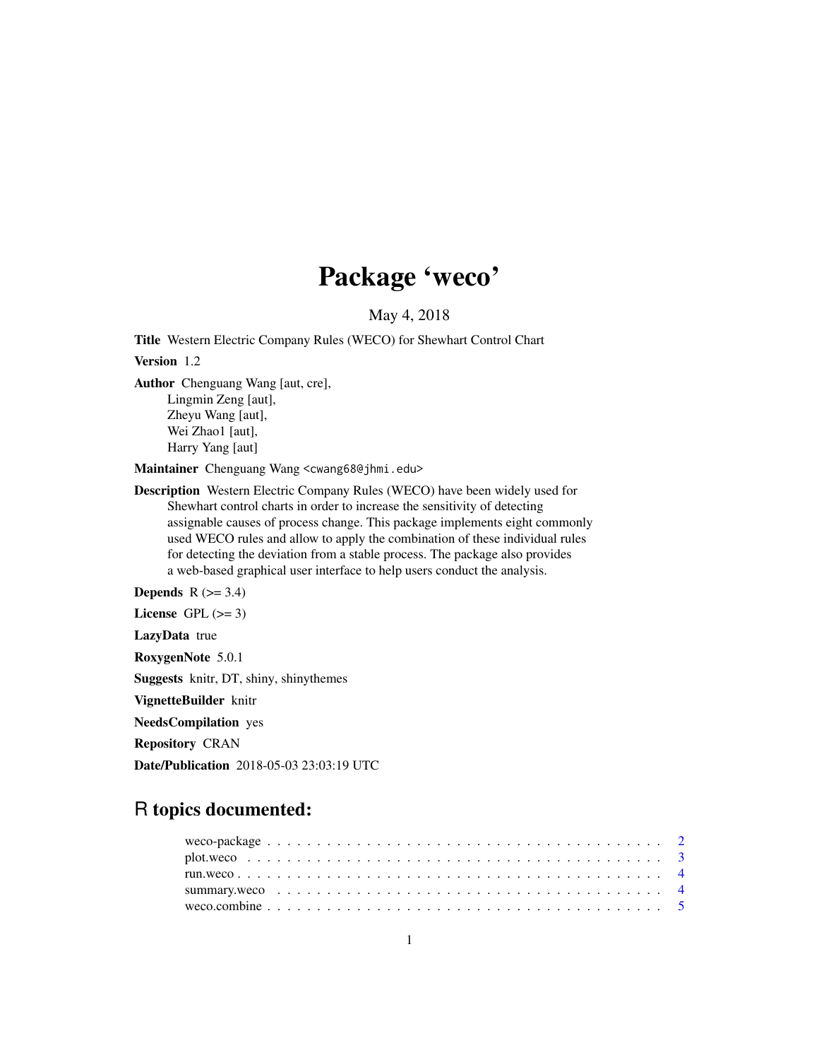# Package 'weco'

May 4, 2018

**Title** Western Electric Company Rules (WECO) for Shewhart Control Chart

**Version** 1.2

**Author** Chenguang Wang [aut, cre],
Lingmin Zeng [aut],
Zheyu Wang [aut],
Wei Zhao1 [aut],
Harry Yang [aut]

**Maintainer** Chenguang Wang <cwang68@jhmi.edu>

**Description** Western Electric Company Rules (WECO) have been widely used for Shewhart control charts in order to increase the sensitivity of detecting assignable causes of process change. This package implements eight commonly used WECO rules and allow to apply the combination of these individual rules for detecting the deviation from a stable process. The package also provides a web-based graphical user interface to help users conduct the analysis.

**Depends** R (>= 3.4)

**License** GPL (>= 3)

**LazyData** true

**RoxygenNote** 5.0.1

**Suggests** knitr, DT, shiny, shinythemes

**VignetteBuilder** knitr

**NeedsCompilation** yes

**Repository** CRAN

**Date/Publication** 2018-05-03 23:03:19 UTC

## R topics documented:

- weco-package . . . . . . . . . . . . . . . . . . . . . . . . . . . . . . . . . . . . . . . 2
- plot.weco . . . . . . . . . . . . . . . . . . . . . . . . . . . . . . . . . . . . . . . . . 3
- run.weco . . . . . . . . . . . . . . . . . . . . . . . . . . . . . . . . . . . . . . . . . . 4
- summary.weco . . . . . . . . . . . . . . . . . . . . . . . . . . . . . . . . . . . . . . . 4
- weco.combine . . . . . . . . . . . . . . . . . . . . . . . . . . . . . . . . . . . . . . . 5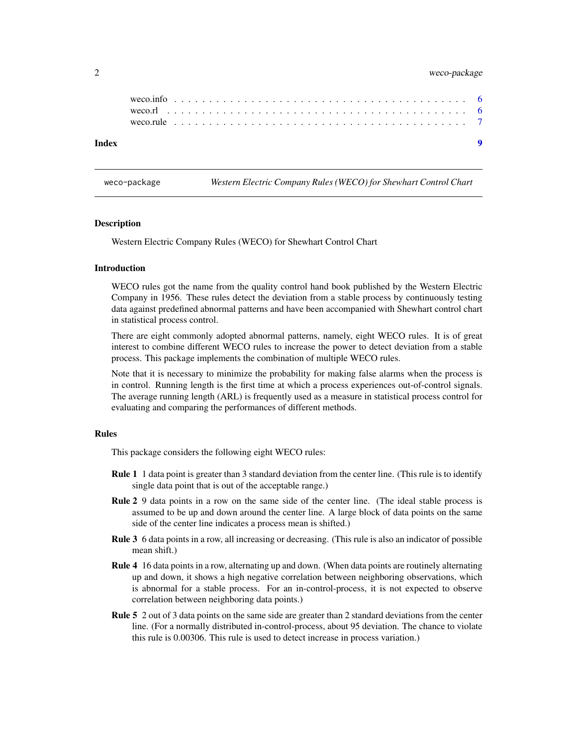weco.info . . . . . . . . . . . . . . . . . . . . . . . . . . . . . . . . . . . . . . 6
weco.rl . . . . . . . . . . . . . . . . . . . . . . . . . . . . . . . . . . . . . . . 6
weco.rule . . . . . . . . . . . . . . . . . . . . . . . . . . . . . . . . . . . . . . 7

**Index** **9**

---

weco-package *Western Electric Company Rules (WECO) for Shewhart Control Chart*

---

### Description

Western Electric Company Rules (WECO) for Shewhart Control Chart

### Introduction

WECO rules got the name from the quality control hand book published by the Western Electric Company in 1956. These rules detect the deviation from a stable process by continuously testing data against predefined abnormal patterns and have been accompanied with Shewhart control chart in statistical process control.

There are eight commonly adopted abnormal patterns, namely, eight WECO rules. It is of great interest to combine different WECO rules to increase the power to detect deviation from a stable process. This package implements the combination of multiple WECO rules.

Note that it is necessary to minimize the probability for making false alarms when the process is in control. Running length is the first time at which a process experiences out-of-control signals. The average running length (ARL) is frequently used as a measure in statistical process control for evaluating and comparing the performances of different methods.

### Rules

This package considers the following eight WECO rules:

**Rule 1** 1 data point is greater than 3 standard deviation from the center line. (This rule is to identify single data point that is out of the acceptable range.)

**Rule 2** 9 data points in a row on the same side of the center line. (The ideal stable process is assumed to be up and down around the center line. A large block of data points on the same side of the center line indicates a process mean is shifted.)

**Rule 3** 6 data points in a row, all increasing or decreasing. (This rule is also an indicator of possible mean shift.)

**Rule 4** 16 data points in a row, alternating up and down. (When data points are routinely alternating up and down, it shows a high negative correlation between neighboring observations, which is abnormal for a stable process. For an in-control-process, it is not expected to observe correlation between neighboring data points.)

**Rule 5** 2 out of 3 data points on the same side are greater than 2 standard deviations from the center line. (For a normally distributed in-control-process, about 95 deviation. The chance to violate this rule is 0.00306. This rule is used to detect increase in process variation.)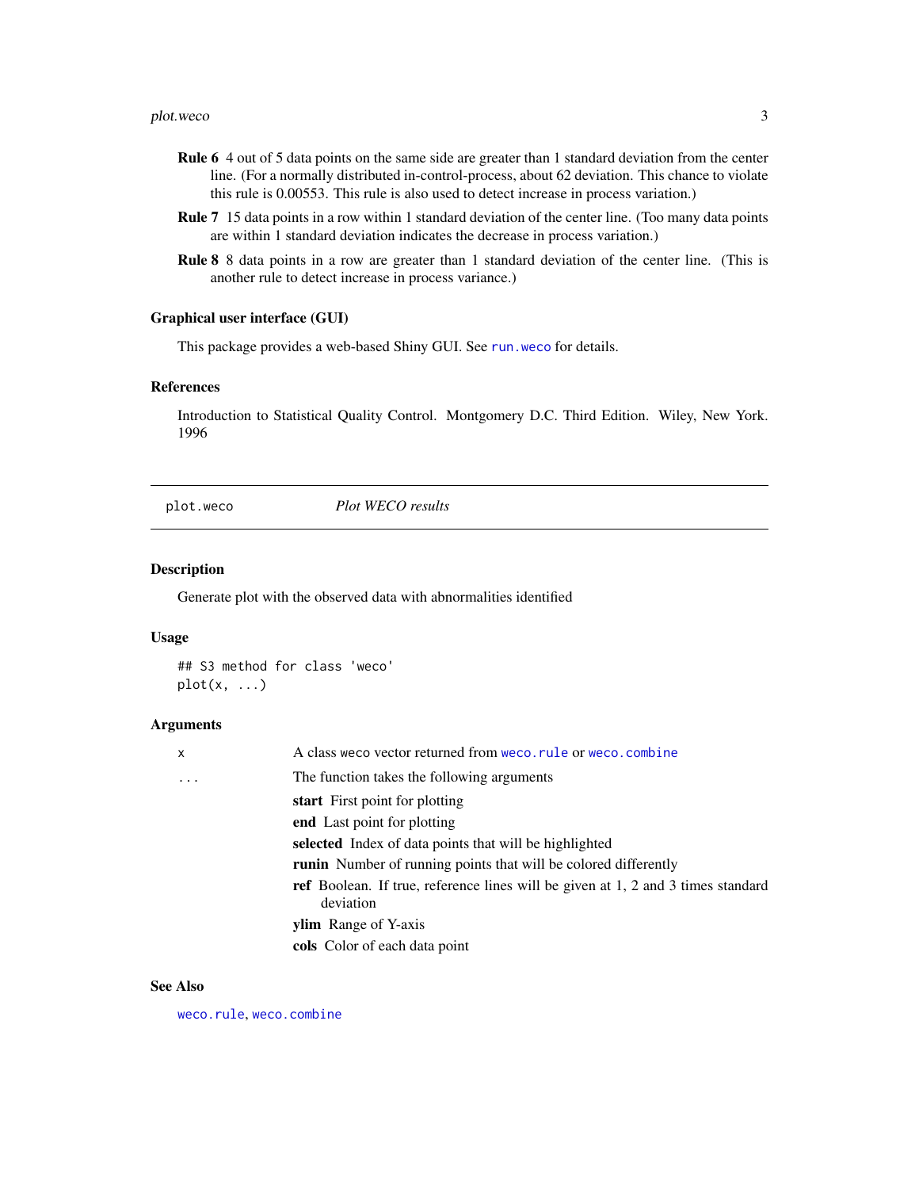**Rule 6** 4 out of 5 data points on the same side are greater than 1 standard deviation from the center line. (For a normally distributed in-control-process, about 62 deviation. This chance to violate this rule is 0.00553. This rule is also used to detect increase in process variation.)

**Rule 7** 15 data points in a row within 1 standard deviation of the center line. (Too many data points are within 1 standard deviation indicates the decrease in process variation.)

**Rule 8** 8 data points in a row are greater than 1 standard deviation of the center line. (This is another rule to detect increase in process variance.)

### Graphical user interface (GUI)

This package provides a web-based Shiny GUI. See `run.weco` for details.

### References

Introduction to Statistical Quality Control. Montgomery D.C. Third Edition. Wiley, New York. 1996

---

## plot.weco — *Plot WECO results*

### Description

Generate plot with the observed data with abnormalities identified

### Usage

```
## S3 method for class 'weco'
plot(x, ...)
```

### Arguments

| | |
|---|---|
| `x` | A class weco vector returned from `weco.rule` or `weco.combine` |
| `...` | The function takes the following arguments |

- **start** First point for plotting
- **end** Last point for plotting
- **selected** Index of data points that will be highlighted
- **runin** Number of running points that will be colored differently
- **ref** Boolean. If true, reference lines will be given at 1, 2 and 3 times standard deviation
- **ylim** Range of Y-axis
- **cols** Color of each data point

### See Also

`weco.rule`, `weco.combine`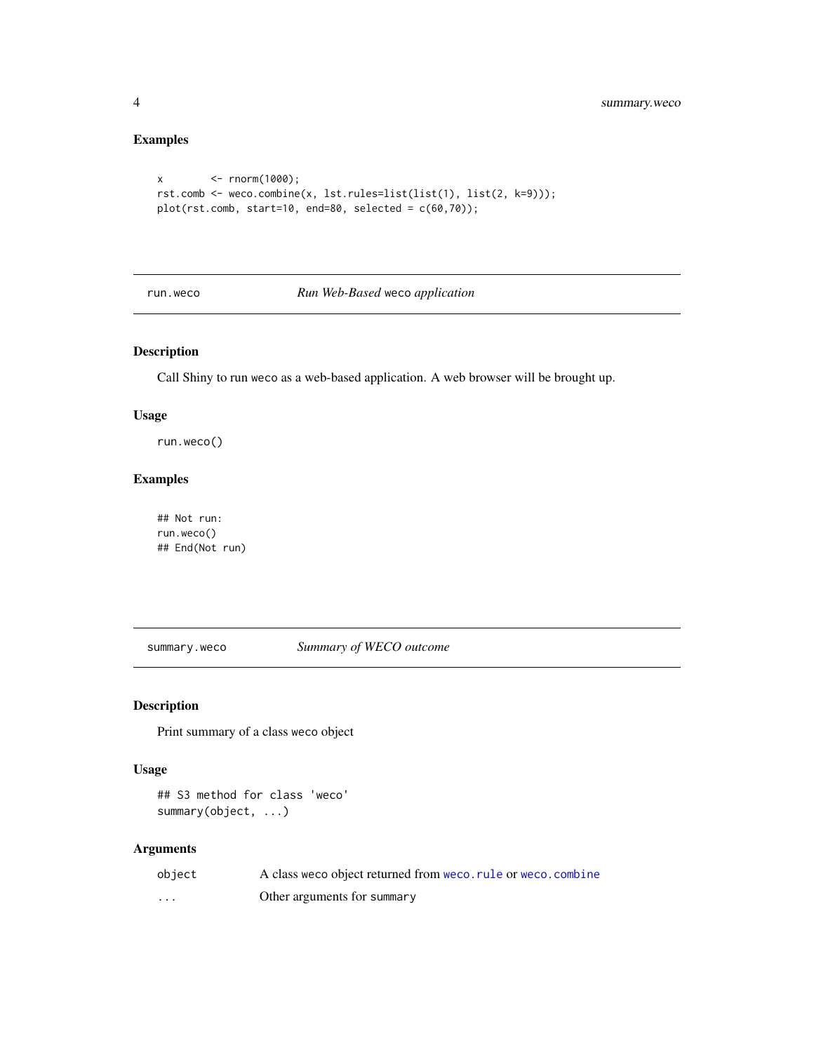### Examples

```
x        <- rnorm(1000);
rst.comb <- weco.combine(x, lst.rules=list(list(1), list(2, k=9)));
plot(rst.comb, start=10, end=80, selected = c(60,70));
```

---

## run.weco — *Run Web-Based* `weco` *application*

### Description

Call Shiny to run `weco` as a web-based application. A web browser will be brought up.

### Usage

```
run.weco()
```

### Examples

```
## Not run:
run.weco()
## End(Not run)
```

---

## summary.weco — *Summary of WECO outcome*

### Description

Print summary of a class `weco` object

### Usage

```
## S3 method for class 'weco'
summary(object, ...)
```

### Arguments

| | |
|---|---|
| `object` | A class `weco` object returned from `weco.rule` or `weco.combine` |
| `...` | Other arguments for `summary` |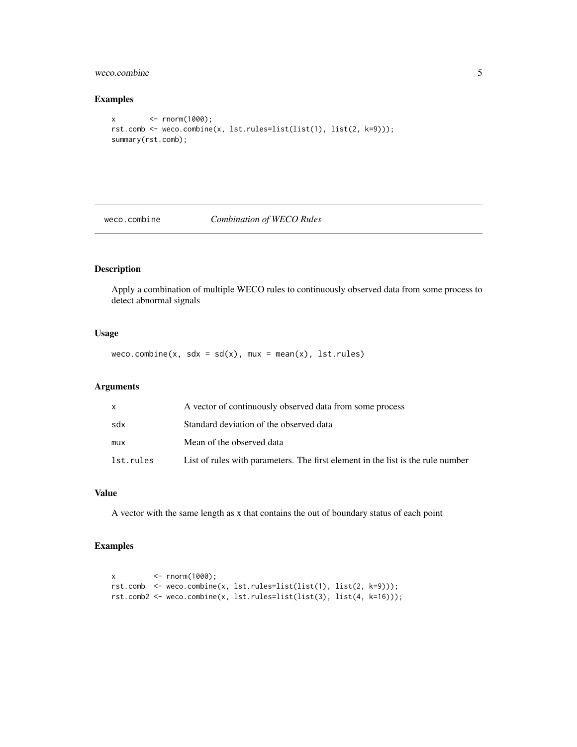### Examples

```
x        <- rnorm(1000);
rst.comb <- weco.combine(x, lst.rules=list(list(1), list(2, k=9)));
summary(rst.comb);
```

---

## weco.combine *Combination of WECO Rules*

---

### Description

Apply a combination of multiple WECO rules to continuously observed data from some process to detect abnormal signals

### Usage

```
weco.combine(x, sdx = sd(x), mux = mean(x), lst.rules)
```

### Arguments

| | |
|---|---|
| x | A vector of continuously observed data from some process |
| sdx | Standard deviation of the observed data |
| mux | Mean of the observed data |
| lst.rules | List of rules with parameters. The first element in the list is the rule number |

### Value

A vector with the same length as x that contains the out of boundary status of each point

### Examples

```
x         <- rnorm(1000);
rst.comb  <- weco.combine(x, lst.rules=list(list(1), list(2, k=9)));
rst.comb2 <- weco.combine(x, lst.rules=list(list(3), list(4, k=16)));
```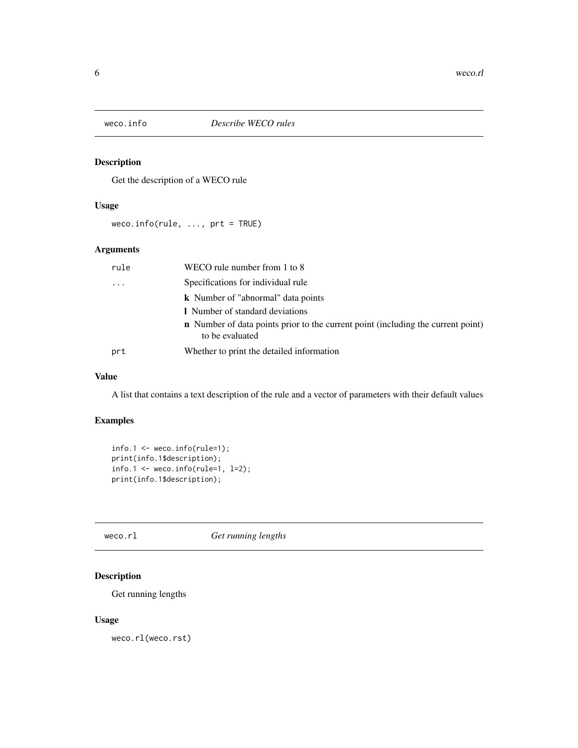## weco.info — *Describe WECO rules*

### Description

Get the description of a WECO rule

### Usage

```
weco.info(rule, ..., prt = TRUE)
```

### Arguments

| | |
|---|---|
| rule | WECO rule number from 1 to 8 |
| ... | Specifications for individual rule<br>**k** Number of "abnormal" data points<br>**l** Number of standard deviations<br>**n** Number of data points prior to the current point (including the current point) to be evaluated |
| prt | Whether to print the detailed information |

### Value

A list that contains a text description of the rule and a vector of parameters with their default values

### Examples

```
info.1 <- weco.info(rule=1);
print(info.1$description);
info.1 <- weco.info(rule=1, l=2);
print(info.1$description);
```

## weco.rl — *Get running lengths*

### Description

Get running lengths

### Usage

```
weco.rl(weco.rst)
```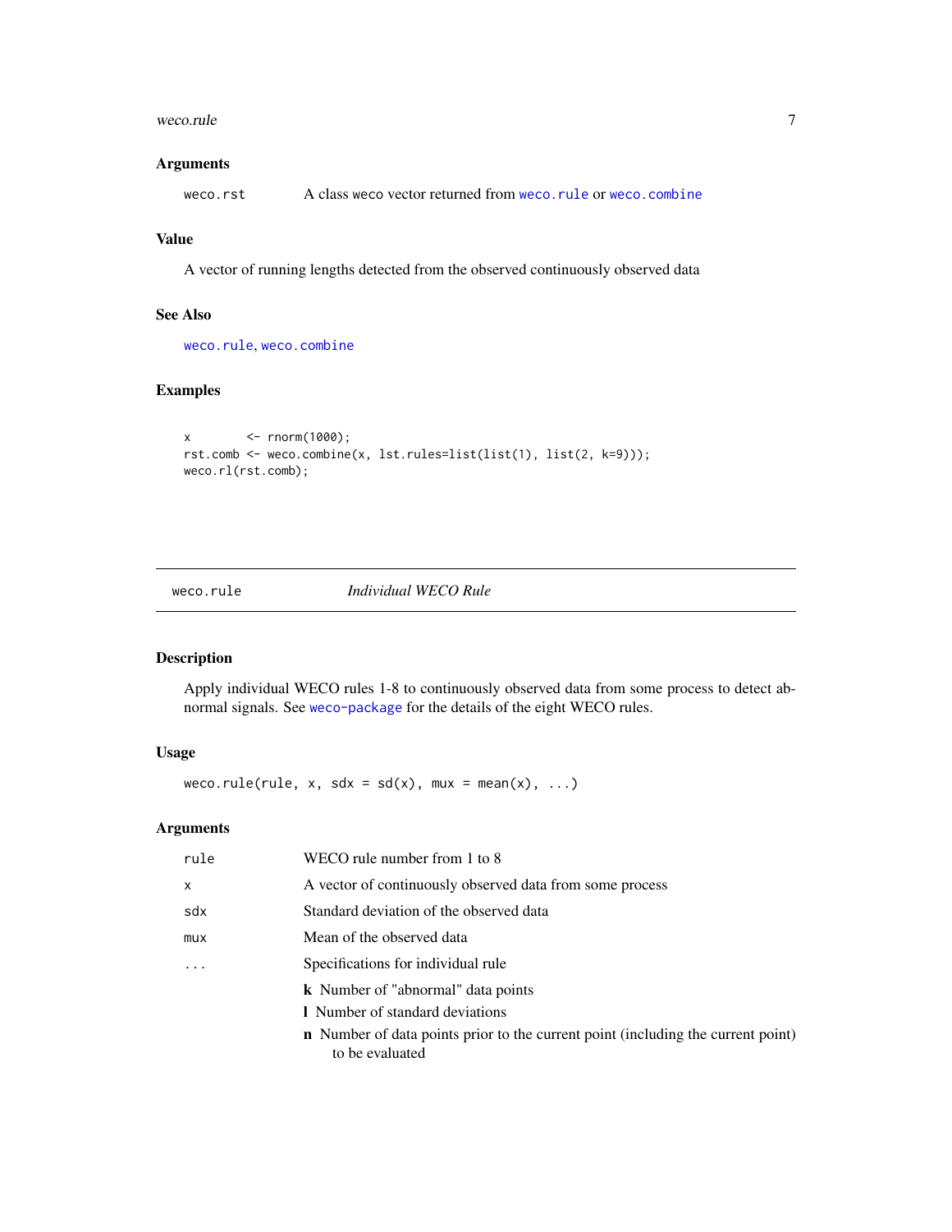### Arguments

| | |
|---|---|
| `weco.rst` | A class weco vector returned from `weco.rule` or `weco.combine` |

### Value

A vector of running lengths detected from the observed continuously observed data

### See Also

`weco.rule`, `weco.combine`

### Examples

```
x        <- rnorm(1000);
rst.comb <- weco.combine(x, lst.rules=list(list(1), list(2, k=9)));
weco.rl(rst.comb);
```

---

## weco.rule &nbsp;&nbsp;&nbsp;&nbsp; *Individual WECO Rule*

---

### Description

Apply individual WECO rules 1-8 to continuously observed data from some process to detect abnormal signals. See `weco-package` for the details of the eight WECO rules.

### Usage

```
weco.rule(rule, x, sdx = sd(x), mux = mean(x), ...)
```

### Arguments

| | |
|---|---|
| `rule` | WECO rule number from 1 to 8 |
| `x` | A vector of continuously observed data from some process |
| `sdx` | Standard deviation of the observed data |
| `mux` | Mean of the observed data |
| `...` | Specifications for individual rule<br>**k** Number of "abnormal" data points<br>**l** Number of standard deviations<br>**n** Number of data points prior to the current point (including the current point) to be evaluated |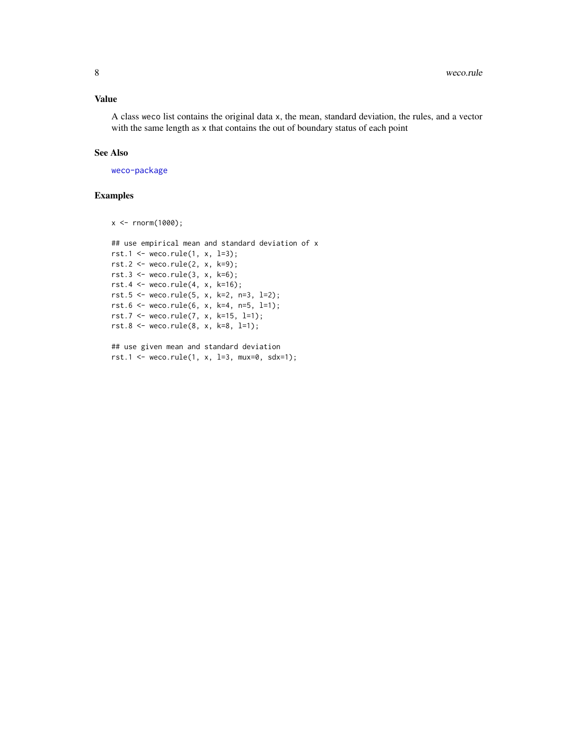### Value

A class weco list contains the original data x, the mean, standard deviation, the rules, and a vector with the same length as x that contains the out of boundary status of each point

### See Also

weco-package

### Examples

```
x <- rnorm(1000);

## use empirical mean and standard deviation of x
rst.1 <- weco.rule(1, x, l=3);
rst.2 <- weco.rule(2, x, k=9);
rst.3 <- weco.rule(3, x, k=6);
rst.4 <- weco.rule(4, x, k=16);
rst.5 <- weco.rule(5, x, k=2, n=3, l=2);
rst.6 <- weco.rule(6, x, k=4, n=5, l=1);
rst.7 <- weco.rule(7, x, k=15, l=1);
rst.8 <- weco.rule(8, x, k=8, l=1);

## use given mean and standard deviation
rst.1 <- weco.rule(1, x, l=3, mux=0, sdx=1);
```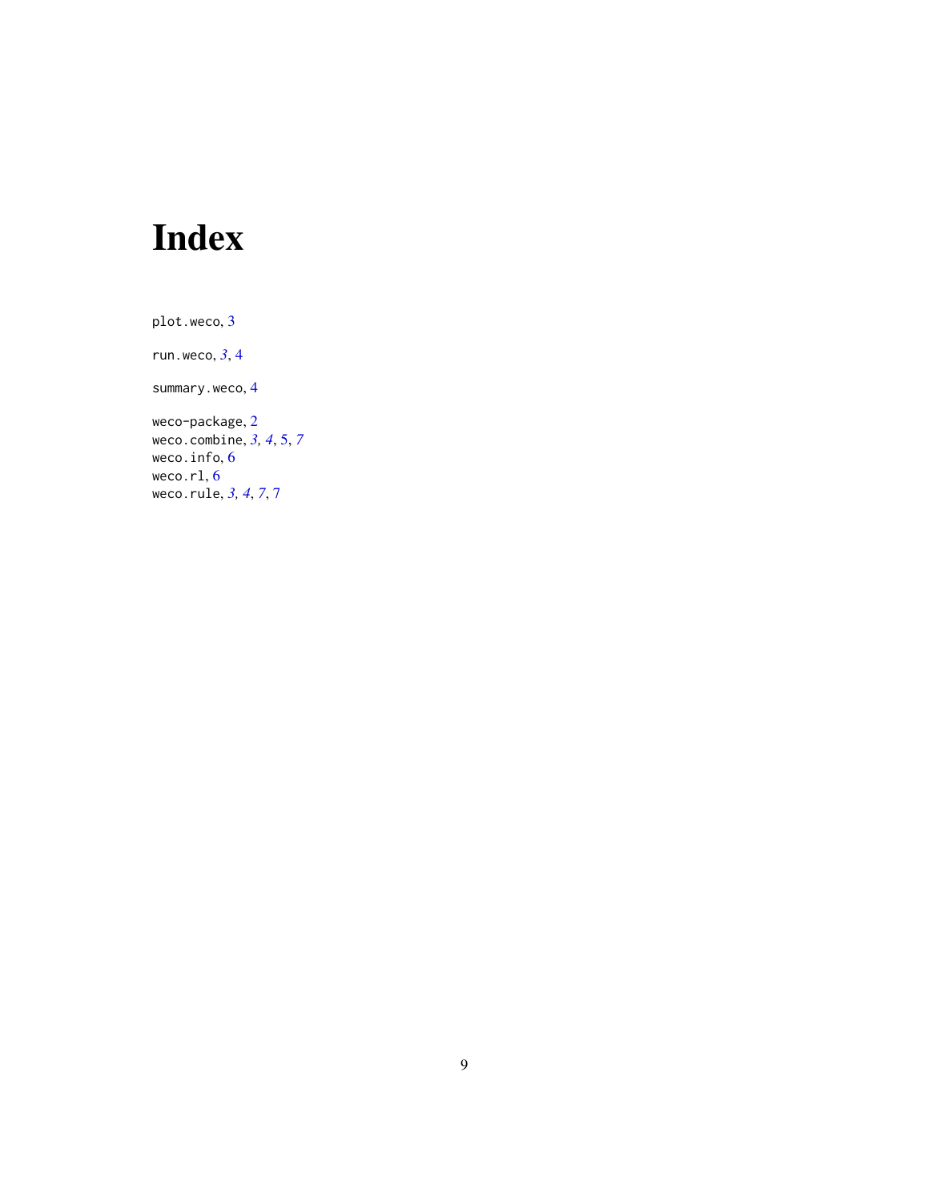# Index

plot.weco, 3

run.weco, *3*, 4

summary.weco, 4

weco-package, 2
weco.combine, *3, 4*, 5, *7*
weco.info, 6
weco.rl, 6
weco.rule, *3, 4*, *7*, 7